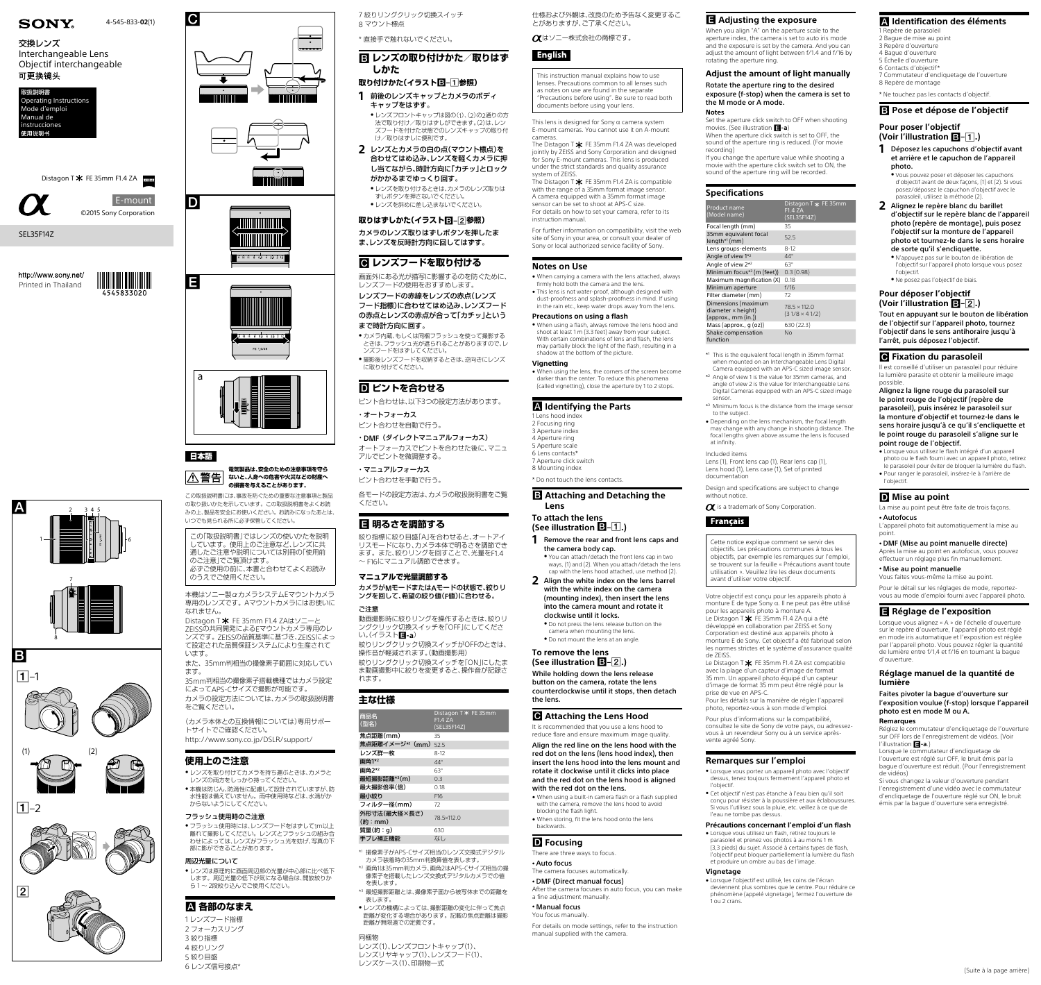SONY

4-545-833-**02**(1)

交換レンズ
Interchangeable Lens
Objectif interchangeable
可更换镜头

取扱説明書
Operating Instructions
Mode d'emploi
Manual de instrucciones
使用说明书

Distagon T* FE 35mm F1.4 ZA

E-mount

©2015 Sony Corporation

SEL35F14Z

http://www.sony.net/
Printed in Thailand

4545833020

C

D

E

a

A

B

1–1

(1) (2)

1–2

2

## 日本語

**警告** **電気製品は、安全のための注意事項を守らないと、人身への危害や火災などの財産への損害を与えることがあります。**

この取扱説明書には、事故を防ぐための重要な注意事項と製品の取り扱いかたを示しています。この取扱説明書をよくお読みの上、製品を安全にお使いください。お読みになったあとは、いつでも見られる所に必ず保管してください。

この「取扱説明書」ではレンズの使いかたを説明しています。使用上のご注意など、レンズに共通したご注意や説明については別冊の「使用前のご注意」でご覧頂けます。
必ずご使用の前に、本書と合わせてよくお読みのうえでご使用ください。

本機はソニー製αカメラシステムEマウントカメラ専用のレンズです。Aマウントカメラにはお使いになれません。

Distagon T* FE 35mm F1.4 ZAはソニーとZEISSの共同開発によるEマウントカメラ専用のレンズです。ZEISSの品質基準に基づき、ZEISSによって設定された品質保証システムにより生産されています。

また、35mm判相当の撮像素子範囲に対応しています。

35mm判相当の撮像素子搭載機種ではカメラ設定によってAPS-Cサイズで撮影が可能です。

カメラの設定方法については、カメラの取扱説明書をご覧ください。

（カメラ本体との互換情報については）専用サポートサイトでご確認ください。
http://www.sony.co.jp/DSLR/support/

### 使用上のご注意

- レンズを取り付けてカメラを持ち運ぶときは、カメラとレンズの両方をしっかり持ってください。
- 本機は防じん、防滴性に配慮して設計されていますが、防水性能は備えていません。雨中使用時などは、水滴がかからないようにしてください。

#### フラッシュ使用時のご注意

- フラッシュ使用時には、レンズフードをはずして1m以上離れて撮影してください。レンズとフラッシュの組み合わせによっては、レンズがフラッシュ光を妨げ、写真の下部に影ができることがあります。

#### 周辺光量について

- レンズは原理的に画面周辺部の光量が中心部に比べ低下します。周辺光量の低下が気になる場合は、開放絞りから1〜2段絞り込んでご使用ください。

### A 各部のなまえ

1 レンズフード指標
2 フォーカスリング
3 絞り指標
4 絞りリング
5 絞り目盛
6 レンズ信号接点*
7 絞りリングクリック切換スイッチ
8 マウント標点

* 直接手で触れないでください。

### B レンズの取り付けかた／取りはずしかた

#### 取り付けかた（イラストB–1参照）

**1** 前後のレンズキャップとカメラのボディキャップをはずす。
- レンズフロントキャップは図の(1)、(2)の2通りの方法で取り付け／取りはずしができます。(2)は、レンズフードを付けた状態でのレンズキャップの取り付け／取りはずしに便利です。

**2** レンズとカメラの白の点（マウント標点）を合わせてはめ込み、レンズを軽くカメラに押し当てながら、時計方向に「カチッ」とロックがかかるまでゆっくり回す。
- レンズを取り付けるときは、カメラのレンズ取りはずしボタンを押さないでください。
- レンズを斜めに差し込まないでください。

#### 取りはずしかた（イラストB–2参照）

カメラのレンズ取りはずしボタンを押したまま、レンズを反時計方向に回してはずす。

### C レンズフードを取り付ける

画面外にある光が描写に影響するのを防ぐために、レンズフードの使用をおすすめします。

**レンズフードの赤線をレンズの赤点（レンズフード指標）に合わせてはめ込み、レンズフードの赤点とレンズの赤点が合って「カチッ」というまで時計方向に回す。**

- カメラ内蔵、もしくは同梱フラッシュを使って撮影するときは、フラッシュ光が遮られることがありますので、レンズフードをはずしてください。
- 撮影後レンズフードを収納するときは、逆向きにレンズに取り付けてください。

### D ピントを合わせる

ピント合わせは、以下3つの設定方法があります。

・オートフォーカス
ピント合わせを自動で行う。

・DMF（ダイレクトマニュアルフォーカス）
オートフォーカスでピントを合わせた後に、マニュアルでピントを微調整する。

・マニュアルフォーカス
ピント合わせを手動で行う。

各モードの設定方法は、カメラの取扱説明書をご覧ください。

### E 明るさを調節する

絞り指標に絞り目盛「A」を合わせると、オートアイリスモードになり、カメラ本体で明るさを調節できます。また、絞りリングを回すことで、光量をF1.4〜F16にマニュアル調節できます。

#### マニュアルで光量調節する

**カメラがMモードまたはAモードの状態で、絞りリングを回して、希望の絞り値（F値）に合わせる。**

#### ご注意

動画撮影時に絞りリングを操作するときは、絞りリングクリック切換スイッチを「OFF」にしてください。（イラストE-a）

絞りリングクリック切換スイッチがOFFのときは、操作音が軽減されます。（動画撮影用）

絞りリングクリック切換スイッチを「ON」にしたまま動画撮影中に絞りを変更すると、操作音が記録されます。

### 主な仕様

| 商品名（型名） | Distagon T* FE 35mm F1.4 ZA (SEL35F14Z) |
|---|---|
| 焦点距離（mm） | 35 |
| 焦点距離イメージ*1（mm） | 52.5 |
| レンズ群ー枚 | 8-12 |
| 画角1*2 | 44° |
| 画角2*2 | 63° |
| 最短撮影距離*3(m) | 0.3 |
| 最大撮影倍率(倍) | 0.18 |
| 最小絞り | F16 |
| フィルター径(mm) | 72 |
| 外形寸法（最大径×長さ）(約：mm) | 78.5×112.0 |
| 質量(約：g) | 630 |
| 手ブレ補正機能 | なし |

*1 撮像素子がAPS-Cサイズ相当のレンズ交換式デジタルカメラ装着時の35mm判換算値を表します。
*2 画角1は35mm判カメラ、画角2はAPS-Cサイズ相当の撮像素子を搭載したレンズ交換式デジタルカメラでの値を表します。
*3 最短撮影距離とは、撮像素子面から被写体までの距離を表します。
- レンズの機構によっては、撮影距離の変化に伴って焦点距離が変化する場合があります。記載の焦点距離は撮影距離が無限遠での定義です。

同梱物
レンズ(1)、レンズフロントキャップ(1)、レンズリヤキャップ(1)、レンズフード(1)、レンズケース(1)、印刷物一式

仕様および外観は、改良のため予告なく変更することがありますが、ご了承ください。

αはソニー株式会社の商標です。

## English

This instruction manual explains how to use lenses. Precautions common to all lenses such as notes on use are found in the separate "Precautions before using". Be sure to read both documents before using your lens.

This lens is designed for Sony α camera system E-mount cameras. You cannot use it on A-mount cameras.

The Distagon T* FE 35mm F1.4 ZA was developed jointly by ZEISS and Sony Corporation and designed for Sony E-mount cameras. This lens is produced under the strict standards and quality assurance system of ZEISS.

The Distagon T* FE 35mm F1.4 ZA is compatible with the range of a 35mm format image sensor. A camera equipped with a 35mm format image sensor can be set to shoot at APS-C size.

For details on how to set your camera, refer to its instruction manual.

For further information on compatibility, visit the web site of Sony in your area, or consult your dealer of Sony or local authorized service facility of Sony.

### Notes on Use

- When carrying a camera with the lens attached, always firmly hold both the camera and the lens.
- This lens is not water-proof, although designed with dust-proofness and splash-proofness in mind. If using in the rain etc., keep water drops away from the lens.

#### Precautions on using a flash

- When using a flash, always remove the lens hood and shoot at least 1 m (3.3 feet) away from your subject. With certain combinations of lens and flash, the lens may partially block the light of the flash, resulting in a shadow at the bottom of the picture.

#### Vignetting

- When using the lens, the corners of the screen become darker than the center. To reduce this phenomena (called vignetting), close the aperture by 1 to 2 stops.

### A Identifying the Parts

1 Lens hood index
2 Focusing ring
3 Aperture index
4 Aperture ring
5 Aperture scale
6 Lens contacts*
7 Aperture click switch
8 Mounting index

* Do not touch the lens contacts.

### B Attaching and Detaching the Lens

#### To attach the lens (See illustration B–1.)

**1** **Remove the rear and front lens caps and the camera body cap.**
- You can attach/detach the front lens cap in two ways, (1) and (2). When you attach/detach the lens cap with the lens hood attached, use method (2).

**2** **Align the white index on the lens barrel with the white index on the camera (mounting index), then insert the lens into the camera mount and rotate it clockwise until it locks.**
- Do not press the lens release button on the camera when mounting the lens.
- Do not mount the lens at an angle.

#### To remove the lens (See illustration B–2.)

**While holding down the lens release button on the camera, rotate the lens counterclockwise until it stops, then detach the lens.**

### C Attaching the Lens Hood

It is recommended that you use a lens hood to reduce flare and ensure maximum image quality.

**Align the red line on the lens hood with the red dot on the lens (lens hood index), then insert the lens hood into the lens mount and rotate it clockwise until it clicks into place and the red dot on the lens hood is aligned with the red dot on the lens.**

- When using a built-in camera flash or a flash supplied with the camera, remove the lens hood to avoid blocking the flash light.
- When storing, fit the lens hood onto the lens backwards.

### D Focusing

There are three ways to focus.

• Auto focus
The camera focuses automatically.

• DMF (Direct manual focus)
After the camera focuses in auto focus, you can make a fine adjustment manually.

• Manual focus
You focus manually.

For details on mode settings, refer to the instruction manual supplied with the camera.

### E Adjusting the exposure

When you align "A" on the aperture scale to the aperture index, the camera is set to auto iris mode and the exposure is set by the camera. And you can adjust the amount of light between f/1.4 and f/16 by rotating the aperture ring.

#### Adjust the amount of light manually

**Rotate the aperture ring to the desired exposure (f-stop) when the camera is set to the M mode or A mode.**

#### Notes

Set the aperture click switch to OFF when shooting movies. (See illustration E-a)

When the aperture click switch is set to OFF, the sound of the aperture ring is reduced. (For movie recording)

If you change the aperture value while shooting a movie with the aperture click switch set to ON, the sound of the aperture ring will be recorded.

### Specifications

| Product name (Model name) | Distagon T* FE 35mm F1.4 ZA (SEL35F14Z) |
|---|---|
| Focal length (mm) | 35 |
| 35mm equivalent focal length*1 (mm) | 52.5 |
| Lens groups-elements | 8-12 |
| Angle of view 1*2 | 44° |
| Angle of view 2*2 | 63° |
| Minimum focus*3 (m (feet)) | 0.3 (0.98) |
| Maximum magnification (X) | 0.18 |
| Minimum aperture | f/16 |
| Filter diameter (mm) | 72 |
| Dimensions (maximum diameter × height) (approx., mm (in.)) | 78.5 × 112.0 (3 1/8 × 4 1/2) |
| Mass (approx., g (oz)) | 630 (22.3) |
| Shake compensation function | No |

*1 This is the equivalent focal length in 35mm format when mounted on an Interchangeable Lens Digital Camera equipped with an APS-C sized image sensor.
*2 Angle of view 1 is the value for 35mm cameras, and angle of view 2 is the value for Interchangeable Lens Digital Cameras equipped with an APS-C sized image sensor.
*3 Minimum focus is the distance from the image sensor to the subject.
- Depending on the lens mechanism, the focal length may change with any change in shooting distance. The focal lengths given above assume the lens is focused at infinity.

Included items
Lens (1), Front lens cap (1), Rear lens cap (1), Lens hood (1), Lens case (1), Set of printed documentation

Design and specifications are subject to change without notice.

α is a trademark of Sony Corporation.

## Français

Cette notice explique comment se servir des objectifs. Les précautions communes à tous les objectifs, par exemple les remarques sur l'emploi, se trouvent sur la feuille « Précautions avant toute utilisation ». Veuillez lire les deux documents avant d'utiliser votre objectif.

Votre objectif est conçu pour les appareils photo à monture E de type Sony α. Il ne peut pas être utilisé pour les appareils photo à monture A.

Le Distagon T* FE 35mm F1.4 ZA qui a été développé en collaboration par ZEISS et Sony Corporation est destiné aux appareils photo à monture E de Sony. Cet objectif a été fabriqué selon les normes strictes et le système d'assurance qualité de ZEISS.

Le Distagon T* FE 35mm F1.4 ZA est compatible avec la plage d'un capteur d'image de format 35 mm. Un appareil photo équipé d'un capteur d'image de format 35 mm peut être réglé pour la prise de vue en APS-C.

Pour les détails sur la manière de régler l'appareil photo, reportez-vous à son mode d'emploi.

Pour plus d'informations sur la compatibilité, consultez le site de Sony de votre pays, ou adressez-vous à un revendeur Sony ou à un service après-vente agréé Sony.

### Remarques sur l'emploi

- Lorsque vous portez un appareil photo avec l'objectif dessus, tenez toujours fermement l'appareil photo et l'objectif.
- Cet objectif n'est pas étanche à l'eau bien qu'il soit conçu pour résister à la poussière et aux éclaboussures. Si vous l'utilisez sous la pluie, etc. veillez à ce que de l'eau ne tombe pas dessus.

#### Précautions concernant l'emploi d'un flash

- Lorsque vous utilisez un flash, retirez toujours le parasoleil et prenez vos photos à au moins 1 m (3,3 pieds) du sujet. Associé à certains types de flash, l'objectif peut bloquer partiellement la lumière du flash et produire un ombre au bas de l'image.

#### Vignetage

- Lorsque l'objectif est utilisé, les coins de l'écran deviennent plus sombres que le centre. Pour réduire ce phénomène (appelé vignetage), fermez l'ouverture de 1 ou 2 crans.

### A Identification des éléments

1 Repère de parasoleil
2 Bague de mise au point
3 Repère d'ouverture
4 Bague d'ouverture
5 Échelle d'ouverture
6 Contacts d'objectif*
7 Commutateur d'encliquetage de l'ouverture
8 Repère de montage

* Ne touchez pas les contacts d'objectif.

### B Pose et dépose de l'objectif

#### Pour poser l'objectif (Voir l'illustration B–1.)

**1** **Déposez les capuchons d'objectif avant et arrière et le capuchon de l'appareil photo.**
- Vous pouvez poser et déposer les capuchons d'objectif avant de deux façons, (1) et (2). Si vous posez/déposez le capuchon d'objectif avec le parasoleil, utilisez la méthode (2).

**2** **Alignez le repère blanc du barillet d'objectif sur le repère blanc de l'appareil photo (repère de montage), puis posez l'objectif sur la monture de l'appareil photo et tournez-le dans le sens horaire de sorte qu'il s'encliquette.**
- N'appuyez pas sur le bouton de libération de l'objectif sur l'appareil photo lorsque vous posez l'objectif.
- Ne posez pas l'objectif de biais.

#### Pour déposer l'objectif (Voir l'illustration B–2.)

**Tout en appuyant sur le bouton de libération de l'objectif sur l'appareil photo, tournez l'objectif dans le sens antihoraire jusqu'à l'arrêt, puis déposez l'objectif.**

### C Fixation du parasoleil

Il est conseillé d'utiliser un parasoleil pour réduire la lumière parasite et obtenir la meilleure image possible.

**Alignez la ligne rouge du parasoleil sur le point rouge de l'objectif (repère de parasoleil), puis insérez le parasoleil sur la monture d'objectif et tournez-le dans le sens horaire jusqu'à ce qu'il s'encliquette et le point rouge du parasoleil s'aligne sur le point rouge de l'objectif.**

- Lorsque vous utilisez le flash intégré d'un appareil photo ou le flash fourni avec un appareil photo, retirez le parasoleil pour éviter de bloquer la lumière du flash.
- Pour ranger le parasoleil, insérez-le à l'arrière de l'objectif.

### D Mise au point

La mise au point peut être faite de trois façons.

• Autofocus
L'appareil photo fait automatiquement la mise au point.

• DMF (Mise au point manuelle directe)
Après la mise au point en autofocus, vous pouvez effectuer un réglage plus fin manuellement.

• Mise au point manuelle
Vous faites vous-même la mise au point.

Pour le détail sur les réglages de mode, reportez-vous au mode d'emploi fourni avec l'appareil photo.

### E Réglage de l'exposition

Lorsque vous alignez « A » de l'échelle d'ouverture sur le repère d'ouverture, l'appareil photo est réglé en mode iris automatique et l'exposition est réglée par l'appareil photo. Vous pouvez régler la quantité de lumière entre f/1,4 et f/16 en tournant la bague d'ouverture.

#### Réglage manuel de la quantité de lumière

**Faites pivoter la bague d'ouverture sur l'exposition voulue (f-stop) lorsque l'appareil photo est en mode M ou A.**

#### Remarques

Réglez le commutateur d'encliquetage de l'ouverture sur OFF lors de l'enregistrement de vidéos. (Voir l'illustration E-a.)

Lorsque le commutateur d'encliquetage de l'ouverture est réglé sur OFF, le bruit émis par la bague d'ouverture est réduit. (Pour l'enregistrement de vidéos)

Si vous changez la valeur d'ouverture pendant l'enregistrement d'une vidéo avec le commutateur d'encliquetage de l'ouverture réglé sur ON, le bruit émis par la bague d'ouverture sera enregistré.

(Suite à la page arrière)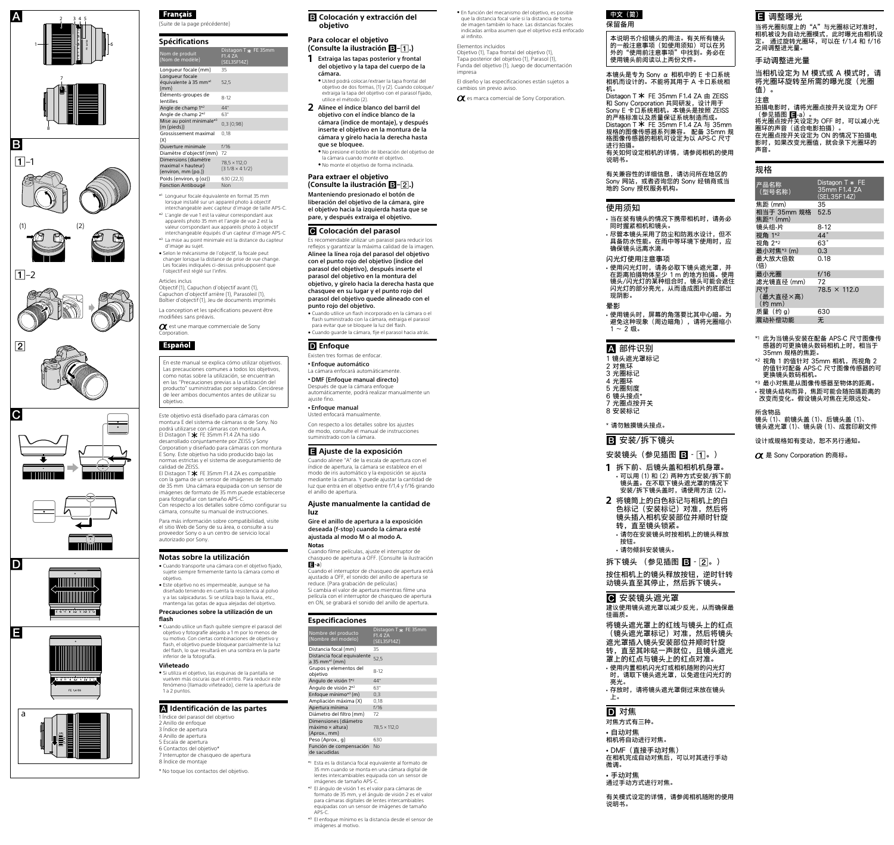A

1 2 3 4 5 6 7 8

B

1–1

(1) (2)

1–2

2

C

D

E

FE 1.4/35

a

## Français

(Suite de la page précédente)

### Spécifications

| Nom de produit (Nom de modèle) | Distagon T * FE 35mm F1.4 ZA (SEL35F14Z) |
|---|---|
| Longueur focale (mm) | 35 |
| Longueur focale équivalente à 35 mm*1 (mm) | 52,5 |
| Éléments-groupes de lentilles | 8-12 |
| Angle de champ 1*2 | 44° |
| Angle de champ 2*2 | 63° |
| Mise au point minimale*3 (m (pieds)) | 0,3 (0,98) |
| Grossissement maximal (X) | 0,18 |
| Ouverture minimale | f/16 |
| Diamètre d'objectif (mm) | 72 |
| Dimensions (diamètre maximal × hauteur) (environ, mm (po.)) | 78,5 × 112,0 (3 1/8 × 4 1/2) |
| Poids (environ, g (oz)) | 630 (22,3) |
| Fonction Antibougé | Non |

*1 Longueur focale équivalente en format 35 mm lorsque installé sur un appareil photo à objectif interchangeable avec capteur d'image de taille APS-C.

*2 L'angle de vue 1 est la valeur correspondant aux appareils photo 35 mm et l'angle de vue 2 est la valeur correspondant aux appareils photo à objectif interchangeable équipés d'un capteur d'image APS-C.

*3 La mise au point minimale est la distance du capteur d'image au sujet.

- Selon le mécanisme de l'objectif, la focale peut changer lorsque la distance de prise de vue change. Les focales indiquées ci-dessus présupposent que l'objectif est réglé sur l'infini.

Articles inclus
Objectif (1), Capuchon d'objectif avant (1), Capuchon d'objectif arrière (1), Parasoleil (1), Boîtier d'objectif (1), Jeu de documents imprimés

La conception et les spécifications peuvent être modifiées sans préavis.

α est une marque commerciale de Sony Corporation.

## Español

En este manual se explica cómo utilizar objetivos. Las precauciones comunes a todos los objetivos, como notas sobre la utilización, se encuentran en las "Precauciones previas a la utilización del producto" suministradas por separado. Cerciórese de leer ambos documentos antes de utilizar su objetivo.

Este objetivo está diseñado para cámaras con montura E del sistema de cámaras α de Sony. No podrá utilizarse con cámaras con montura A.
El Distagon T * FE 35mm F1.4 ZA ha sido desarrollado conjuntamente por ZEISS y Sony Corporation y diseñado para cámaras con montura E Sony. Este objetivo ha sido producido bajo las normas estrictas y el sistema de aseguramiento de calidad de ZEISS.
El Distagon T * FE 35mm F1.4 ZA es compatible con la gama de un sensor de imágenes de formato de 35 mm Una cámara equipada con un sensor de imágenes de formato de 35 mm puede establecerse para fotografiar con tamaño APS-C.
Con respecto a los detalles sobre cómo configurar su cámara, consulte su manual de instrucciones.

Para más información sobre compatibilidad, visite el sitio Web de Sony de su área, o consulte a su proveedor Sony o a un centro de servicio local autorizado por Sony.

### Notas sobre la utilización

- Cuando transporte una cámara con el objetivo fijado, sujete siempre firmemente tanto la cámara como el objetivo.
- Este objetivo no es impermeable, aunque se ha diseñado teniendo en cuenta la resistencia al polvo y a las salpicaduras. Si se utiliza bajo la lluvia, etc., mantenga las gotas de agua alejadas del objetivo.

#### Precauciones sobre la utilización de un flash

- Cuando utilice un flash quítele siempre el parasol del objetivo y fotografíe alejado a 1 m por lo menos de su motivo. Con ciertas combinaciones de objetivo y flash, el objetivo puede bloquear parcialmente la luz del flash, lo que resultará en una sombra en la parte inferior de la fotografía.

#### Viñeteado

- Si utiliza el objetivo, las esquinas de la pantalla se vuelven más oscuras que el centro. Para reducir este fenómeno (llamado viñeteado), cierre la apertura de 1 a 2 puntos.

### A Identificación de las partes

1 Índice del parasol del objetivo
2 Anillo de enfoque
3 Índice de apertura
4 Anillo de apertura
5 Escala de apertura
6 Contactos del objetivo*
7 Interruptor de chasqueo de apertura
8 Índice de montaje

\* No toque los contactos del objetivo.

### B Colocación y extracción del objetivo

#### Para colocar el objetivo (Consulte la ilustración B–1.)

1 Extraiga las tapas posterior y frontal del objetivo y la tapa del cuerpo de la cámara.
- Usted podrá colocar/extraer la tapa frontal del objetivo de dos formas, (1) y (2). Cuando coloque/extraiga la tapa del objetivo con el parasol fijado, utilice el método (2).

2 Alinee el índice blanco del barril del objetivo con el índice blanco de la cámara (índice de montaje), y después inserte el objetivo en la montura de la cámara y gírelo hacia la derecha hasta que se bloquee.
- No presione el botón de liberación del objetivo de la cámara cuando monte el objetivo.
- No monte el objetivo de forma inclinada.

#### Para extraer el objetivo (Consulte la ilustración B–2.)

Manteniendo presionado el botón de liberación del objetivo de la cámara, gire el objetivo hacia la izquierda hasta que se pare, y después extraiga el objetivo.

### C Colocación del parasol

Es recomendable utilizar un parasol para reducir los reflejos y garantizar la máxima calidad de la imagen.
**Alinee la línea roja del parasol del objetivo con el punto rojo del objetivo (índice del parasol del objetivo), después inserte el parasol del objetivo en la montura del objetivo, y gírelo hacia la derecha hasta que chasquee en su lugar y el punto rojo del parasol del objetivo quede alineado con el punto rojo del objetivo.**

- Cuando utilice un flash incorporado en la cámara o el flash suministrado con la cámara, extraiga el parasol para evitar que se bloquee la luz del flash.
- Cuando guarde la cámara, fije el parasol hacia atrás.

### D Enfoque

Existen tres formas de enfocar.

- Enfoque automático
La cámara enfocará automáticamente.

- DMF (Enfoque manual directo)
Después de que la cámara enfoque automáticamente, podrá realizar manualmente un ajuste fino.

- Enfoque manual
Usted enfocará manualmente.

Con respecto a los detalles sobre los ajustes de modo, consulte el manual de instrucciones suministrado con la cámara.

### E Ajuste de la exposición

Cuando alinee "A" de la escala de apertura con el índice de apertura, la cámara se establece en el modo de iris automático y la exposición se ajusta mediante la cámara. Y puede ajustar la cantidad de luz que entra en el objetivo entre f/1,4 y f/16 girando el anillo de apertura.

#### Ajuste manualmente la cantidad de luz

**Gire el anillo de apertura a la exposición deseada (f-stop) cuando la cámara esté ajustada al modo M o al modo A.**

**Notas**
Cuando filme películas, ajuste el interruptor de chasqueo de apertura a OFF. (Consulte la ilustración E-a)
Cuando el interruptor de chasqueo de apertura está ajustado a OFF, el sonido del anillo de apertura se reduce. (Para grabación de películas)
Si cambia el valor de apertura mientras filme una película con el interruptor de chasqueo de apertura en ON, se grabará el sonido del anillo de apertura.

### Especificaciones

| Nombre del producto (Nombre del modelo) | Distagon T * FE 35mm F1.4 ZA (SEL35F14Z) |
|---|---|
| Distancia focal (mm) | 35 |
| Distancia focal equivalente a 35 mm*1 (mm) | 52,5 |
| Grupos y elementos del objetivo | 8-12 |
| Ángulo de visión 1*2 | 44° |
| Ángulo de visión 2*2 | 63° |
| Enfoque mínimo*3 (m) | 0,3 |
| Ampliación máxima (X) | 0,18 |
| Apertura mínima | f/16 |
| Diámetro del filtro (mm) | 72 |
| Dimensiones (diámetro máximo × altura) (Aprox., mm) | 78,5 × 112,0 |
| Peso (Aprox., g) | 630 |
| Función de compensación de sacudidas | No |

*1 Esta es la distancia focal equivalente al formato de 35 mm cuando se monta en una cámara digital de lentes intercambiables equipada con un sensor de imágenes de tamaño APS-C.

*2 El ángulo de visión 1 es el valor para cámaras de formato de 35 mm, y el ángulo de visión 2 es el valor para cámaras digitales de lentes intercambiables equipadas con un sensor de imágenes de tamaño APS-C.

*3 El enfoque mínimo es la distancia desde el sensor de imágenes al motivo.

- En función del mecanismo del objetivo, es posible que la distancia focal varíe si la distancia de toma de imagen también lo hace. Las distancias focales indicadas arriba asumen que el objetivo está enfocado al infinito.

Elementos incluidos
Objetivo (1), Tapa frontal del objetivo (1), Tapa posterior del objetivo (1), Parasol (1), Funda del objetivo (1), Juego de documentación impresa

El diseño y las especificaciones están sujetos a cambios sin previo aviso.

α es marca comercial de Sony Corporation.

## 中文（简）

保留备用

本说明书介绍镜头的用法。有关所有镜头的一般注意事项（如使用须知）可以在另外的“使用前注意事项”中找到。务必在使用镜头前阅读以上两份文件。

本镜头是专为 Sony α 相机中的 E 卡口系统相机而设计的。不能将其用于 A 卡口系统相机。
Distagon T * FE 35mm F1.4 ZA 由 ZEISS 和 Sony Corporation 共同研发，设计用于 Sony E 卡口系统相机。本镜头是按照 ZEISS 的严格标准以及质量保证系统制造而成。
Distagon T * FE 35mm F1.4 ZA 与 35mm 规格的图像传感器系列兼容。 配备 35mm 规格图像传感器的相机可设定为以 APS-C 尺寸进行拍摄。
有关如何设定相机的详情，请参阅相机的使用说明书。

有关兼容性的详细信息，请访问所在地区的 Sony 网站，或者咨询您的 Sony 经销商或当地的 Sony 授权服务机构。

### 使用须知

- 当在装有镜头的情况下携带相机时，请务必同时握紧相机和镜头。
- 尽管本镜头采用了防尘和防溅水设计，但不具备防水性能。在雨中等环境下使用时，应确保镜头远离水滴。

#### 闪光灯使用注意事项

- 使用闪光灯时，请务必取下镜头遮光罩，并在距离拍摄物体至少 1 m 的地方拍摄。使用镜头/闪光灯的某种组合时，镜头可能会遮住闪光灯的部分亮光，从而造成图片的底部出现阴影。

#### 晕影

- 使用镜头时，屏幕的角落要比其中心暗。为避免这种现象（周边暗角），请将光圈缩小 1 ～ 2 级。

### A 部件识别

1 镜头遮光罩标记
2 对焦环
3 光圈标记
4 光圈环
5 光圈刻度
6 镜头接点*
7 光圈点按开关
8 安装标记

\* 请勿触摸镜头接点。

### B 安装/拆下镜头

#### 安装镜头（参见插图 B - 1。）

1 拆下前、后镜头盖和相机机身罩。
- 可以用 (1) 和 (2) 两种方式安装/拆下前镜头盖。在不取下镜头遮光罩的情况下安装/拆下镜头盖时，请使用方法 (2)。

2 将镜筒上的白色标记与相机上的白色标记（安装标记）对准，然后将镜头插入相机安装部位并顺时针旋转，直至镜头锁紧。
- 请勿在安装镜头时按相机上的镜头释放按钮。
- 请勿倾斜安装镜头。

#### 拆下镜头 （参见插图 B - 2。）

按住相机上的镜头释放按钮，逆时针转动镜头直至其停止，然后拆下镜头。

### C 安装镜头遮光罩

建议使用镜头遮光罩以减少反光，从而确保最佳画质。
将镜头遮光罩上的红线与镜头上的红点（镜头遮光罩标记）对准，然后将镜头遮光罩插入镜头安装部位并顺时针旋转，直至其咔哒一声就位，且镜头遮光罩上的红点与镜头上的红点对准。

- 使用内置相机闪光灯或相机随附的闪光灯时，请取下镜头遮光罩，以免遮住闪光灯的亮光。
- 存放时，请将镜头遮光罩倒过来放在镜头上。

### D 对焦

对焦方式有三种。

- 自动对焦
相机将自动进行对焦。

- DMF（直接手动对焦）
在相机完成自动对焦后，可以对其进行手动微调。

- 手动对焦
通过手动方式进行对焦。

有关模式设定的详情，请参阅相机随附的使用说明书。

### E 调整曝光

当将光圈刻度上的“A”与光圈标记对准时，相机被设为自动光圈模式，此时曝光由相机设定。 通过旋转光圈环，可以在 f/1.4 和 f/16 之间调整进光量。

#### 手动调整进光量

当相机设定为 M 模式或 A 模式时，请将光圈环旋转至所需的曝光度（光圈值）。

注意
拍摄电影时，请将光圈点按开关设定为 OFF（参见插图 E-a）。
将光圈点按开关设定为 OFF 时，可以减小光圈环的声音（适合电影拍摄）。
在光圈点按开关设定为 ON 的情况下拍摄电影时，如果改变光圈值，就会录下光圈环的声音。

### 规格

| 产品名称（型号名称） | Distagon T * FE 35mm F1.4 ZA (SEL35F14Z) |
|---|---|
| 焦距 (mm) | 35 |
| 相当于 35mm 规格焦距*1 (mm) | 52.5 |
| 镜头组-片 | 8-12 |
| 视角 1*2 | 44° |
| 视角 2*2 | 63° |
| 最小对焦*3 (m) | 0.3 |
| 最大放大倍数（倍） | 0.18 |
| 最小光圈 | f/16 |
| 滤光镜直径 (mm) | 72 |
| 尺寸（最大直径 × 高）（约 mm） | 78.5 × 112.0 |
| 质量（约 g） | 630 |
| 震动补偿功能 | 无 |

*1 此为当镜头安装在配备 APS-C 尺寸图像传感器的可更换镜头数码相机上时，相当于 35mm 规格的焦距。

*2 视角 1 的值针对 35mm 相机，而视角 2 的值针对配备 APS-C 尺寸图像传感器的可更换镜头数码相机。

*3 最小对焦是从图像传感器至物体的距离。

- 视镜头结构而异，焦距可能会随拍摄距离的改变而变化。假设镜头对焦在无限远处。

所含物品
镜头 (1)、前镜头盖 (1)、后镜头盖 (1)、镜头遮光罩 (1)、镜头袋 (1)、成套印刷文件

设计或规格如有变动，恕不另行通知。

α 是 Sony Corporation 的商标。